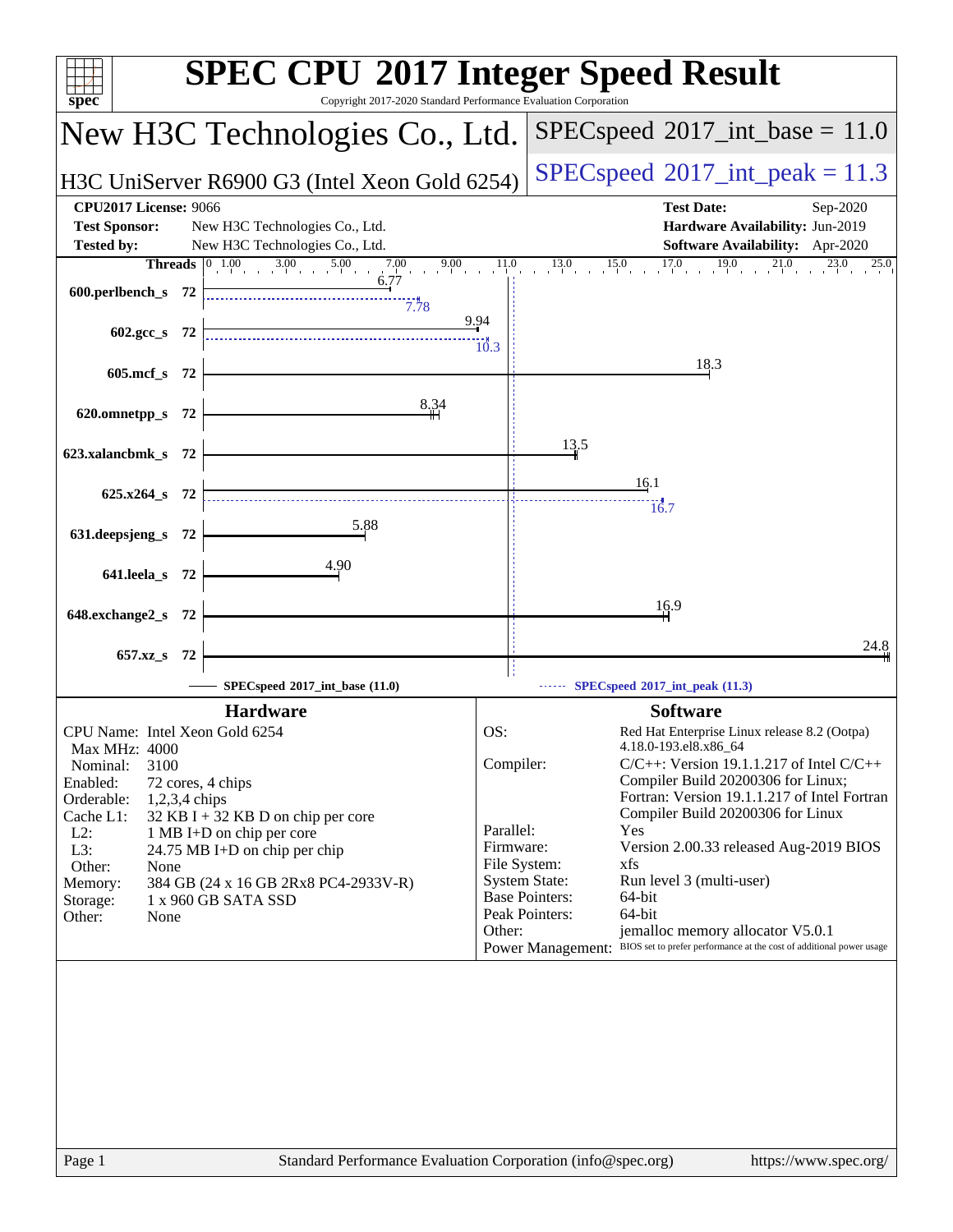# SPEC CPU 2017 Integer Speed Result

Copyright 2017-2020 Standard Performance Evaluation Corporation

## New H3C Technologies Co., Ltd.

H3C UniServer R6900 G3 (Intel Xeon Gold 6254)

SPECspeed 2017_int_base = 11.0

SPECspeed 2017_int_peak = 11.3

| | | | |
|---|---|---|---|
| **CPU2017 License:** | 9066 | **Test Date:** | Sep-2020 |
| **Test Sponsor:** | New H3C Technologies Co., Ltd. | **Hardware Availability:** | Jun-2019 |
| **Tested by:** | New H3C Technologies Co., Ltd. | **Software Availability:** | Apr-2020 |

| Benchmark | Threads | Base | Peak |
|---|---|---|---|
| 600.perlbench_s | 72 | 6.77 | 7.78 |
| 602.gcc_s | 72 | 9.94 | 10.3 |
| 605.mcf_s | 72 | 18.3 | |
| 620.omnetpp_s | 72 | 8.34 | |
| 623.xalancbmk_s | 72 | 13.5 | |
| 625.x264_s | 72 | 16.1 | 16.7 |
| 631.deepsjeng_s | 72 | 5.88 | |
| 641.leela_s | 72 | 4.90 | |
| 648.exchange2_s | 72 | 16.9 | |
| 657.xz_s | 72 | 24.8 | |

SPECspeed 2017_int_base (11.0) — SPECspeed 2017_int_peak (11.3)

### Hardware

| | |
|---|---|
| CPU Name: | Intel Xeon Gold 6254 |
| Max MHz: | 4000 |
| Nominal: | 3100 |
| Enabled: | 72 cores, 4 chips |
| Orderable: | 1,2,3,4 chips |
| Cache L1: | 32 KB I + 32 KB D on chip per core |
| L2: | 1 MB I+D on chip per core |
| L3: | 24.75 MB I+D on chip per chip |
| Other: | None |
| Memory: | 384 GB (24 x 16 GB 2Rx8 PC4-2933V-R) |
| Storage: | 1 x 960 GB SATA SSD |
| Other: | None |

### Software

| | |
|---|---|
| OS: | Red Hat Enterprise Linux release 8.2 (Ootpa) 4.18.0-193.el8.x86_64 |
| Compiler: | C/C++: Version 19.1.1.217 of Intel C/C++ Compiler Build 20200306 for Linux; Fortran: Version 19.1.1.217 of Intel Fortran Compiler Build 20200306 for Linux |
| Parallel: | Yes |
| Firmware: | Version 2.00.33 released Aug-2019 BIOS |
| File System: | xfs |
| System State: | Run level 3 (multi-user) |
| Base Pointers: | 64-bit |
| Peak Pointers: | 64-bit |
| Other: | jemalloc memory allocator V5.0.1 |
| Power Management: | BIOS set to prefer performance at the cost of additional power usage |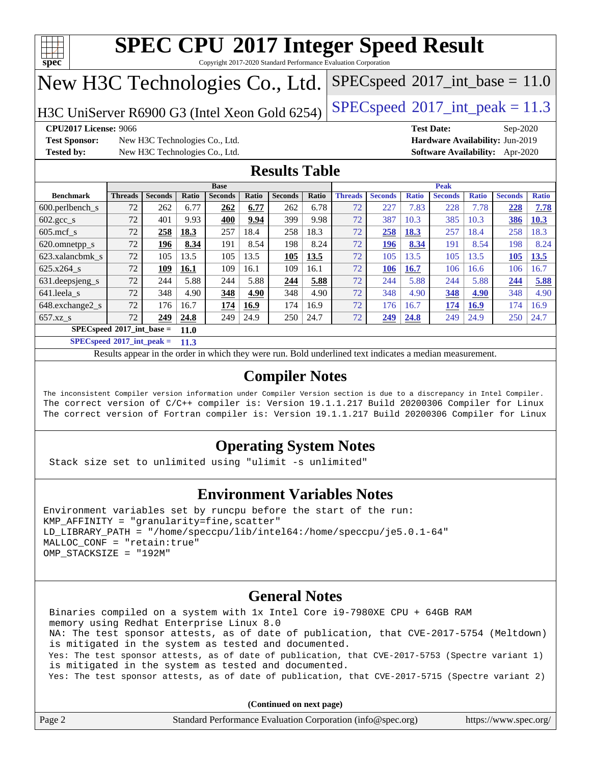# SPEC CPU 2017 Integer Speed Result

Copyright 2017-2020 Standard Performance Evaluation Corporation

## New H3C Technologies Co., Ltd.

H3C UniServer R6900 G3 (Intel Xeon Gold 6254)

SPECspeed 2017_int_base = 11.0

SPECspeed 2017_int_peak = 11.3

**CPU2017 License:** 9066
**Test Sponsor:** New H3C Technologies Co., Ltd.
**Tested by:** New H3C Technologies Co., Ltd.
**Test Date:** Sep-2020
**Hardware Availability:** Jun-2019
**Software Availability:** Apr-2020

## Results Table

| Benchmark | Base | | | | | | | Peak | | | | | | |
|---|---|---|---|---|---|---|---|---|---|---|---|---|---|---|
| | Threads | Seconds | Ratio | Seconds | Ratio | Seconds | Ratio | Threads | Seconds | Ratio | Seconds | Ratio | Seconds | Ratio |
| 600.perlbench_s | 72 | 262 | 6.77 | **262** | **6.77** | 262 | 6.78 | 72 | 227 | 7.83 | 228 | 7.78 | **228** | **7.78** |
| 602.gcc_s | 72 | 401 | 9.93 | **400** | **9.94** | 399 | 9.98 | 72 | 387 | 10.3 | 385 | 10.3 | **386** | **10.3** |
| 605.mcf_s | 72 | **258** | **18.3** | 257 | 18.4 | 258 | 18.3 | 72 | **258** | **18.3** | 257 | 18.4 | 258 | 18.3 |
| 620.omnetpp_s | 72 | **196** | **8.34** | 191 | 8.54 | 198 | 8.24 | 72 | **196** | **8.34** | 191 | 8.54 | 198 | 8.24 |
| 623.xalancbmk_s | 72 | 105 | 13.5 | 105 | 13.5 | **105** | **13.5** | 72 | 105 | 13.5 | 105 | 13.5 | **105** | **13.5** |
| 625.x264_s | 72 | **109** | **16.1** | 109 | 16.1 | 109 | 16.1 | 72 | **106** | **16.7** | 106 | 16.6 | 106 | 16.7 |
| 631.deepsjeng_s | 72 | 244 | 5.88 | 244 | 5.88 | **244** | **5.88** | 72 | 244 | 5.88 | 244 | 5.88 | **244** | **5.88** |
| 641.leela_s | 72 | 348 | 4.90 | **348** | **4.90** | 348 | 4.90 | 72 | 348 | 4.90 | **348** | **4.90** | 348 | 4.90 |
| 648.exchange2_s | 72 | 176 | 16.7 | **174** | **16.9** | 174 | 16.9 | 72 | 176 | 16.7 | **174** | **16.9** | 174 | 16.9 |
| 657.xz_s | 72 | **249** | **24.8** | 249 | 24.9 | 250 | 24.7 | 72 | **249** | **24.8** | 249 | 24.9 | 250 | 24.7 |

**SPECspeed 2017_int_base = 11.0**

**SPECspeed 2017_int_peak = 11.3**

Results appear in the order in which they were run. Bold underlined text indicates a median measurement.

## Compiler Notes

```
The inconsistent Compiler version information under Compiler Version section is due to a discrepancy in Intel Compiler.
The correct version of C/C++ compiler is: Version 19.1.1.217 Build 20200306 Compiler for Linux
The correct version of Fortran compiler is: Version 19.1.1.217 Build 20200306 Compiler for Linux
```

## Operating System Notes

```
Stack size set to unlimited using "ulimit -s unlimited"
```

## Environment Variables Notes

```
Environment variables set by runcpu before the start of the run:
KMP_AFFINITY = "granularity=fine,scatter"
LD_LIBRARY_PATH = "/home/speccpu/lib/intel64:/home/speccpu/je5.0.1-64"
MALLOC_CONF = "retain:true"
OMP_STACKSIZE = "192M"
```

## General Notes

```
Binaries compiled on a system with 1x Intel Core i9-7980XE CPU + 64GB RAM
memory using Redhat Enterprise Linux 8.0
NA: The test sponsor attests, as of date of publication, that CVE-2017-5754 (Meltdown)
is mitigated in the system as tested and documented.
Yes: The test sponsor attests, as of date of publication, that CVE-2017-5753 (Spectre variant 1)
is mitigated in the system as tested and documented.
Yes: The test sponsor attests, as of date of publication, that CVE-2017-5715 (Spectre variant 2)
```

**(Continued on next page)**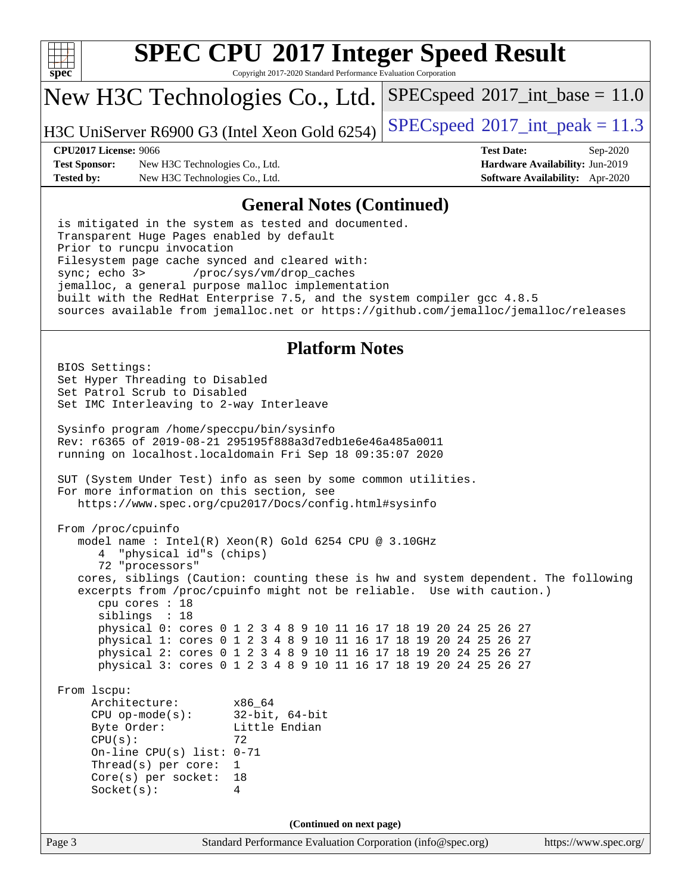## General Notes (Continued)

```
is mitigated in the system as tested and documented.
Transparent Huge Pages enabled by default
Prior to runcpu invocation
Filesystem page cache synced and cleared with:
sync; echo 3>       /proc/sys/vm/drop_caches
jemalloc, a general purpose malloc implementation
built with the RedHat Enterprise 7.5, and the system compiler gcc 4.8.5
sources available from jemalloc.net or https://github.com/jemalloc/jemalloc/releases
```

## Platform Notes

```
BIOS Settings:
Set Hyper Threading to Disabled
Set Patrol Scrub to Disabled
Set IMC Interleaving to 2-way Interleave

Sysinfo program /home/speccpu/bin/sysinfo
Rev: r6365 of 2019-08-21 295195f888a3d7edb1e6e46a485a0011
running on localhost.localdomain Fri Sep 18 09:35:07 2020

SUT (System Under Test) info as seen by some common utilities.
For more information on this section, see
   https://www.spec.org/cpu2017/Docs/config.html#sysinfo

From /proc/cpuinfo
   model name : Intel(R) Xeon(R) Gold 6254 CPU @ 3.10GHz
      4  "physical id"s (chips)
      72 "processors"
   cores, siblings (Caution: counting these is hw and system dependent. The following
   excerpts from /proc/cpuinfo might not be reliable.  Use with caution.)
      cpu cores : 18
      siblings  : 18
      physical 0: cores 0 1 2 3 4 8 9 10 11 16 17 18 19 20 24 25 26 27
      physical 1: cores 0 1 2 3 4 8 9 10 11 16 17 18 19 20 24 25 26 27
      physical 2: cores 0 1 2 3 4 8 9 10 11 16 17 18 19 20 24 25 26 27
      physical 3: cores 0 1 2 3 4 8 9 10 11 16 17 18 19 20 24 25 26 27

From lscpu:
     Architecture:        x86_64
     CPU op-mode(s):      32-bit, 64-bit
     Byte Order:          Little Endian
     CPU(s):              72
     On-line CPU(s) list: 0-71
     Thread(s) per core:  1
     Core(s) per socket:  18
     Socket(s):           4
```

**(Continued on next page)**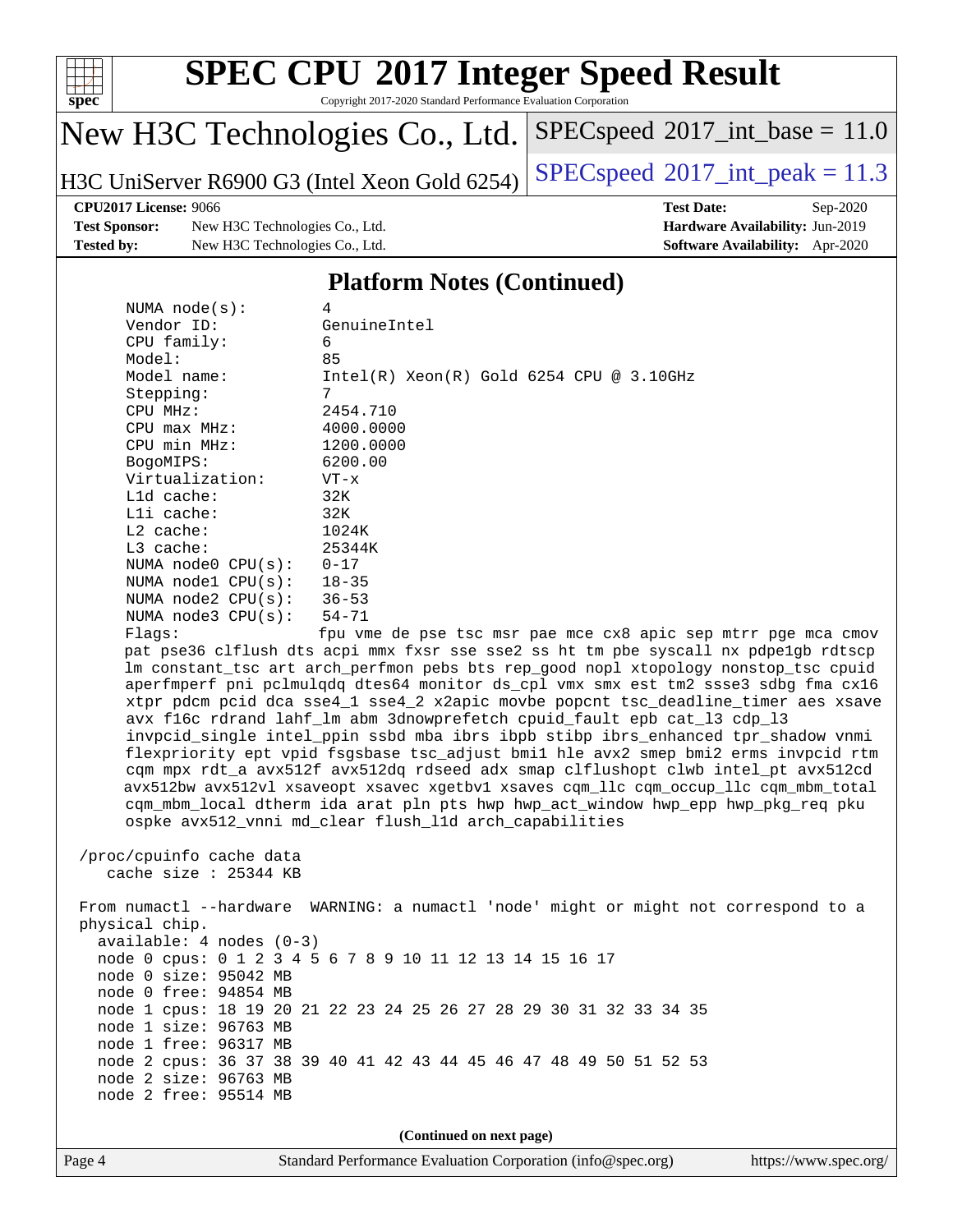# SPEC CPU 2017 Integer Speed Result

Copyright 2017-2020 Standard Performance Evaluation Corporation

**New H3C Technologies Co., Ltd.**

**H3C UniServer R6900 G3 (Intel Xeon Gold 6254)**

SPECspeed 2017_int_base = 11.0

SPECspeed 2017_int_peak = 11.3

**CPU2017 License:** 9066
**Test Sponsor:** New H3C Technologies Co., Ltd.
**Tested by:** New H3C Technologies Co., Ltd.
**Test Date:** Sep-2020
**Hardware Availability:** Jun-2019
**Software Availability:** Apr-2020

## Platform Notes (Continued)

```
    NUMA node(s):          4
    Vendor ID:             GenuineIntel
    CPU family:            6
    Model:                 85
    Model name:            Intel(R) Xeon(R) Gold 6254 CPU @ 3.10GHz
    Stepping:              7
    CPU MHz:               2454.710
    CPU max MHz:           4000.0000
    CPU min MHz:           1200.0000
    BogoMIPS:              6200.00
    Virtualization:        VT-x
    L1d cache:             32K
    L1i cache:             32K
    L2 cache:              1024K
    L3 cache:              25344K
    NUMA node0 CPU(s):     0-17
    NUMA node1 CPU(s):     18-35
    NUMA node2 CPU(s):     36-53
    NUMA node3 CPU(s):     54-71
    Flags:                 fpu vme de pse tsc msr pae mce cx8 apic sep mtrr pge mca cmov
    pat pse36 clflush dts acpi mmx fxsr sse sse2 ss ht tm pbe syscall nx pdpe1gb rdtscp
    lm constant_tsc art arch_perfmon pebs bts rep_good nopl xtopology nonstop_tsc cpuid
    aperfmperf pni pclmulqdq dtes64 monitor ds_cpl vmx smx est tm2 ssse3 sdbg fma cx16
    xtpr pdcm pcid dca sse4_1 sse4_2 x2apic movbe popcnt tsc_deadline_timer aes xsave
    avx f16c rdrand lahf_lm abm 3dnowprefetch cpuid_fault epb cat_l3 cdp_l3
    invpcid_single intel_ppin ssbd mba ibrs ibpb stibp ibrs_enhanced tpr_shadow vnmi
    flexpriority ept vpid fsgsbase tsc_adjust bmi1 hle avx2 smep bmi2 erms invpcid rtm
    cqm mpx rdt_a avx512f avx512dq rdseed adx smap clflushopt clwb intel_pt avx512cd
    avx512bw avx512vl xsaveopt xsavec xgetbv1 xsaves cqm_llc cqm_occup_llc cqm_mbm_total
    cqm_mbm_local dtherm ida arat pln pts hwp hwp_act_window hwp_epp hwp_pkg_req pku
    ospke avx512_vnni md_clear flush_l1d arch_capabilities

 /proc/cpuinfo cache data
    cache size : 25344 KB

 From numactl --hardware  WARNING: a numactl 'node' might or might not correspond to a
 physical chip.
   available: 4 nodes (0-3)
   node 0 cpus: 0 1 2 3 4 5 6 7 8 9 10 11 12 13 14 15 16 17
   node 0 size: 95042 MB
   node 0 free: 94854 MB
   node 1 cpus: 18 19 20 21 22 23 24 25 26 27 28 29 30 31 32 33 34 35
   node 1 size: 96763 MB
   node 1 free: 96317 MB
   node 2 cpus: 36 37 38 39 40 41 42 43 44 45 46 47 48 49 50 51 52 53
   node 2 size: 96763 MB
   node 2 free: 95514 MB
```

**(Continued on next page)**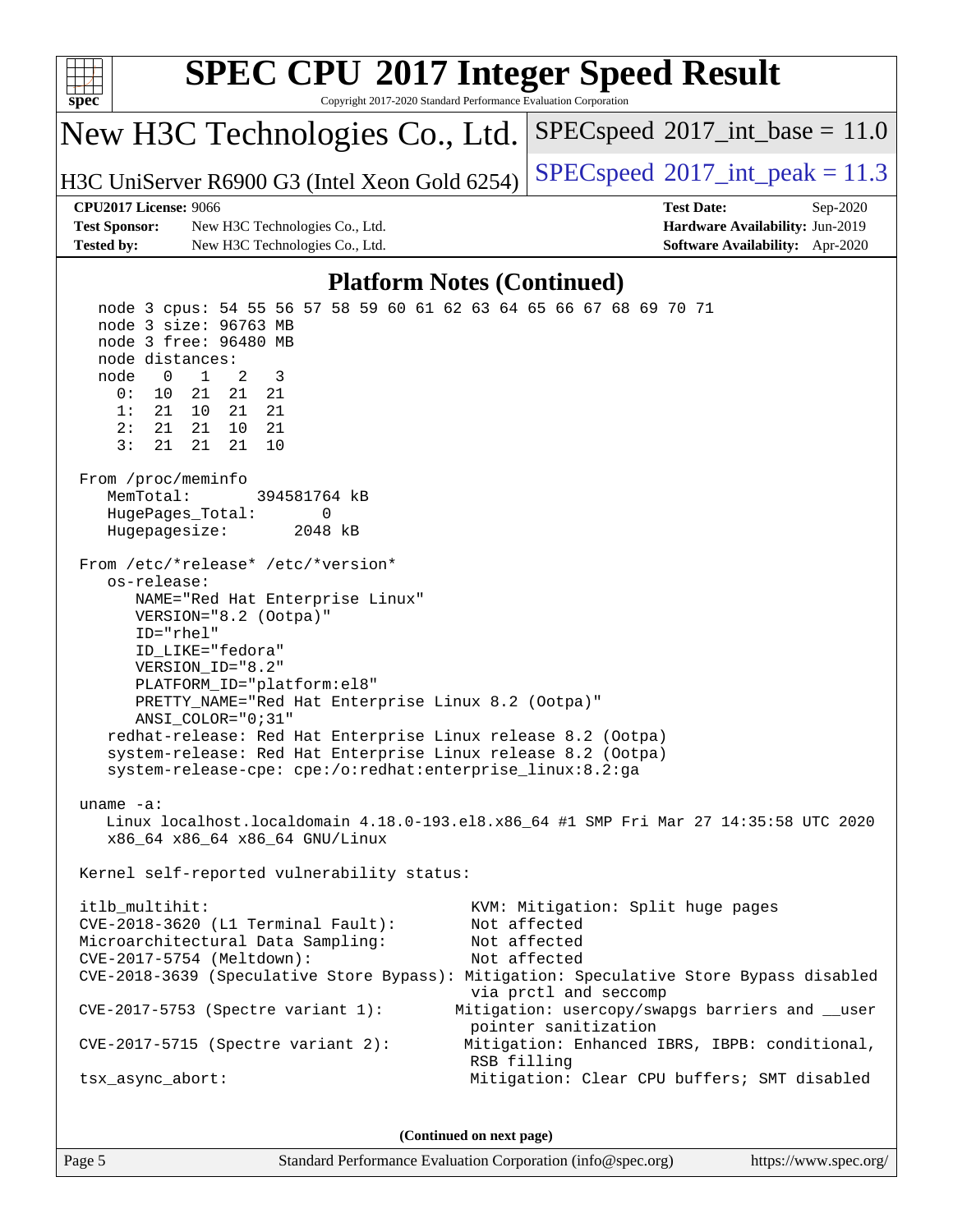# SPEC CPU 2017 Integer Speed Result

Copyright 2017-2020 Standard Performance Evaluation Corporation

**New H3C Technologies Co., Ltd.**

**H3C UniServer R6900 G3 (Intel Xeon Gold 6254)**

SPECspeed 2017_int_base = 11.0

SPECspeed 2017_int_peak = 11.3

| | | | |
|---|---|---|---|
| **CPU2017 License:** | 9066 | **Test Date:** | Sep-2020 |
| **Test Sponsor:** | New H3C Technologies Co., Ltd. | **Hardware Availability:** | Jun-2019 |
| **Tested by:** | New H3C Technologies Co., Ltd. | **Software Availability:** | Apr-2020 |

## Platform Notes (Continued)

```
    node 3 cpus: 54 55 56 57 58 59 60 61 62 63 64 65 66 67 68 69 70 71
    node 3 size: 96763 MB
    node 3 free: 96480 MB
    node distances:
    node   0   1   2   3
      0:  10  21  21  21
      1:  21  10  21  21
      2:  21  21  10  21
      3:  21  21  21  10

  From /proc/meminfo
     MemTotal:       394581764 kB
     HugePages_Total:       0
     Hugepagesize:       2048 kB

  From /etc/*release* /etc/*version*
     os-release:
        NAME="Red Hat Enterprise Linux"
        VERSION="8.2 (Ootpa)"
        ID="rhel"
        ID_LIKE="fedora"
        VERSION_ID="8.2"
        PLATFORM_ID="platform:el8"
        PRETTY_NAME="Red Hat Enterprise Linux 8.2 (Ootpa)"
        ANSI_COLOR="0;31"
     redhat-release: Red Hat Enterprise Linux release 8.2 (Ootpa)
     system-release: Red Hat Enterprise Linux release 8.2 (Ootpa)
     system-release-cpe: cpe:/o:redhat:enterprise_linux:8.2:ga

  uname -a:
     Linux localhost.localdomain 4.18.0-193.el8.x86_64 #1 SMP Fri Mar 27 14:35:58 UTC 2020
     x86_64 x86_64 x86_64 GNU/Linux

  Kernel self-reported vulnerability status:

  itlb_multihit:                                  KVM: Mitigation: Split huge pages
  CVE-2018-3620 (L1 Terminal Fault):              Not affected
  Microarchitectural Data Sampling:               Not affected
  CVE-2017-5754 (Meltdown):                       Not affected
  CVE-2018-3639 (Speculative Store Bypass): Mitigation: Speculative Store Bypass disabled
                                                  via prctl and seccomp
  CVE-2017-5753 (Spectre variant 1):            Mitigation: usercopy/swapgs barriers and __user
                                                  pointer sanitization
  CVE-2017-5715 (Spectre variant 2):             Mitigation: Enhanced IBRS, IBPB: conditional,
                                                  RSB filling
  tsx_async_abort:                                Mitigation: Clear CPU buffers; SMT disabled
```

**(Continued on next page)**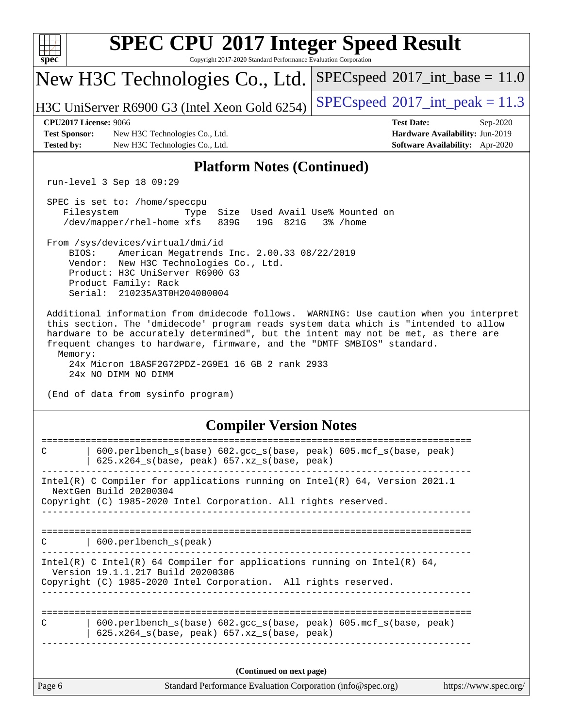# SPEC CPU 2017 Integer Speed Result

Copyright 2017-2020 Standard Performance Evaluation Corporation

## New H3C Technologies Co., Ltd.

H3C UniServer R6900 G3 (Intel Xeon Gold 6254)

SPECspeed 2017_int_base = 11.0

SPECspeed 2017_int_peak = 11.3

**CPU2017 License:** 9066
**Test Sponsor:** New H3C Technologies Co., Ltd.
**Tested by:** New H3C Technologies Co., Ltd.

**Test Date:** Sep-2020
**Hardware Availability:** Jun-2019
**Software Availability:** Apr-2020

## Platform Notes (Continued)

```
run-level 3 Sep 18 09:29

SPEC is set to: /home/speccpu
   Filesystem            Type  Size  Used Avail Use% Mounted on
   /dev/mapper/rhel-home xfs   839G   19G  821G   3% /home

From /sys/devices/virtual/dmi/id
    BIOS:    American Megatrends Inc. 2.00.33 08/22/2019
    Vendor:  New H3C Technologies Co., Ltd.
    Product: H3C UniServer R6900 G3
    Product Family: Rack
    Serial:  210235A3T0H204000004

Additional information from dmidecode follows.  WARNING: Use caution when you interpret
this section. The 'dmidecode' program reads system data which is "intended to allow
hardware to be accurately determined", but the intent may not be met, as there are
frequent changes to hardware, firmware, and the "DMTF SMBIOS" standard.
  Memory:
    24x Micron 18ASF2G72PDZ-2G9E1 16 GB 2 rank 2933
    24x NO DIMM NO DIMM

(End of data from sysinfo program)
```

## Compiler Version Notes

```
==============================================================================
C       | 600.perlbench_s(base) 602.gcc_s(base, peak) 605.mcf_s(base, peak)
        | 625.x264_s(base, peak) 657.xz_s(base, peak)
------------------------------------------------------------------------------
Intel(R) C Compiler for applications running on Intel(R) 64, Version 2021.1
  NextGen Build 20200304
Copyright (C) 1985-2020 Intel Corporation. All rights reserved.
------------------------------------------------------------------------------

==============================================================================
C       | 600.perlbench_s(peak)
------------------------------------------------------------------------------
Intel(R) C Intel(R) 64 Compiler for applications running on Intel(R) 64,
  Version 19.1.1.217 Build 20200306
Copyright (C) 1985-2020 Intel Corporation.  All rights reserved.
------------------------------------------------------------------------------

==============================================================================
C       | 600.perlbench_s(base) 602.gcc_s(base, peak) 605.mcf_s(base, peak)
        | 625.x264_s(base, peak) 657.xz_s(base, peak)
------------------------------------------------------------------------------
```

(Continued on next page)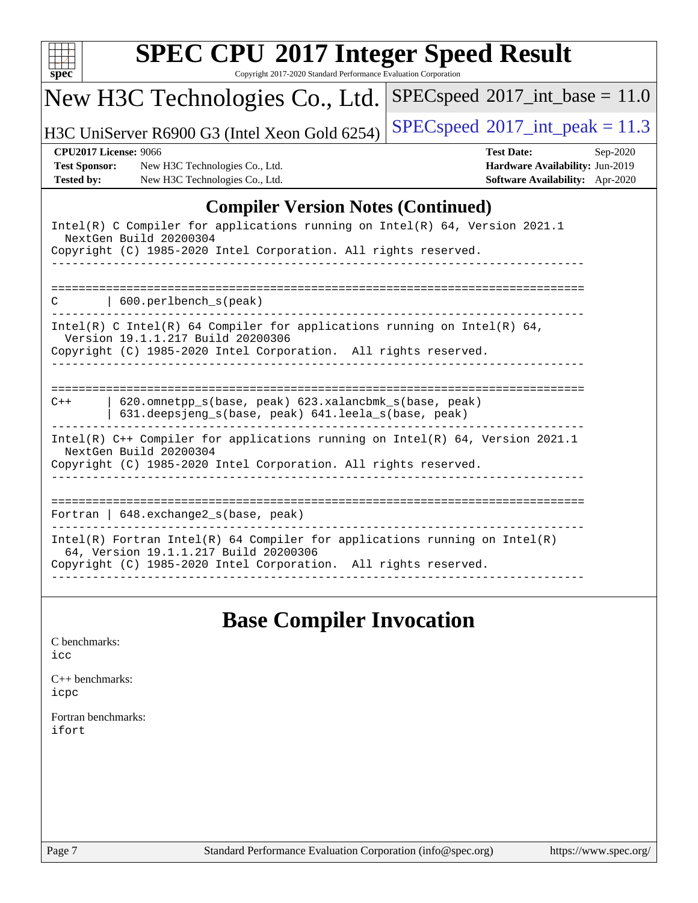## Compiler Version Notes (Continued)

```
Intel(R) C Compiler for applications running on Intel(R) 64, Version 2021.1
  NextGen Build 20200304
Copyright (C) 1985-2020 Intel Corporation. All rights reserved.
------------------------------------------------------------------------------

==============================================================================
C       | 600.perlbench_s(peak)
------------------------------------------------------------------------------
Intel(R) C Intel(R) 64 Compiler for applications running on Intel(R) 64,
  Version 19.1.1.217 Build 20200306
Copyright (C) 1985-2020 Intel Corporation.  All rights reserved.
------------------------------------------------------------------------------

==============================================================================
C++     | 620.omnetpp_s(base, peak) 623.xalancbmk_s(base, peak)
        | 631.deepsjeng_s(base, peak) 641.leela_s(base, peak)
------------------------------------------------------------------------------
Intel(R) C++ Compiler for applications running on Intel(R) 64, Version 2021.1
  NextGen Build 20200304
Copyright (C) 1985-2020 Intel Corporation. All rights reserved.
------------------------------------------------------------------------------

==============================================================================
Fortran | 648.exchange2_s(base, peak)
------------------------------------------------------------------------------
Intel(R) Fortran Intel(R) 64 Compiler for applications running on Intel(R)
  64, Version 19.1.1.217 Build 20200306
Copyright (C) 1985-2020 Intel Corporation.  All rights reserved.
------------------------------------------------------------------------------
```

## Base Compiler Invocation

C benchmarks:
icc

C++ benchmarks:
icpc

Fortran benchmarks:
ifort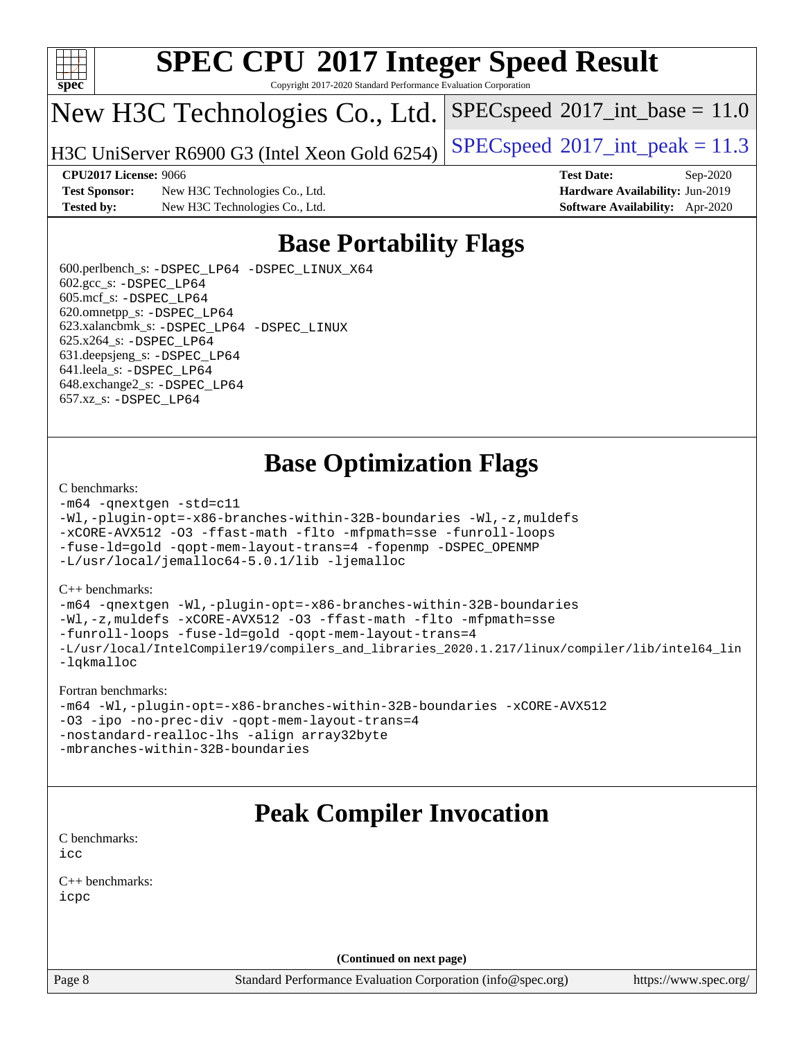# SPEC CPU 2017 Integer Speed Result

Copyright 2017-2020 Standard Performance Evaluation Corporation

## New H3C Technologies Co., Ltd.

H3C UniServer R6900 G3 (Intel Xeon Gold 6254)

SPECspeed 2017_int_base = 11.0

SPECspeed 2017_int_peak = 11.3

**CPU2017 License:** 9066
**Test Sponsor:** New H3C Technologies Co., Ltd.
**Tested by:** New H3C Technologies Co., Ltd.

**Test Date:** Sep-2020
**Hardware Availability:** Jun-2019
**Software Availability:** Apr-2020

## Base Portability Flags

600.perlbench_s: -DSPEC_LP64 -DSPEC_LINUX_X64
602.gcc_s: -DSPEC_LP64
605.mcf_s: -DSPEC_LP64
620.omnetpp_s: -DSPEC_LP64
623.xalancbmk_s: -DSPEC_LP64 -DSPEC_LINUX
625.x264_s: -DSPEC_LP64
631.deepsjeng_s: -DSPEC_LP64
641.leela_s: -DSPEC_LP64
648.exchange2_s: -DSPEC_LP64
657.xz_s: -DSPEC_LP64

## Base Optimization Flags

C benchmarks:
```
-m64 -qnextgen -std=c11
-Wl,-plugin-opt=-x86-branches-within-32B-boundaries -Wl,-z,muldefs
-xCORE-AVX512 -O3 -ffast-math -flto -mfpmath=sse -funroll-loops
-fuse-ld=gold -qopt-mem-layout-trans=4 -fopenmp -DSPEC_OPENMP
-L/usr/local/jemalloc64-5.0.1/lib -ljemalloc
```

C++ benchmarks:
```
-m64 -qnextgen -Wl,-plugin-opt=-x86-branches-within-32B-boundaries
-Wl,-z,muldefs -xCORE-AVX512 -O3 -ffast-math -flto -mfpmath=sse
-funroll-loops -fuse-ld=gold -qopt-mem-layout-trans=4
-L/usr/local/IntelCompiler19/compilers_and_libraries_2020.1.217/linux/compiler/lib/intel64_lin
-lqkmalloc
```

Fortran benchmarks:
```
-m64 -Wl,-plugin-opt=-x86-branches-within-32B-boundaries -xCORE-AVX512
-O3 -ipo -no-prec-div -qopt-mem-layout-trans=4
-nostandard-realloc-lhs -align array32byte
-mbranches-within-32B-boundaries
```

## Peak Compiler Invocation

C benchmarks:
icc

C++ benchmarks:
icpc

(Continued on next page)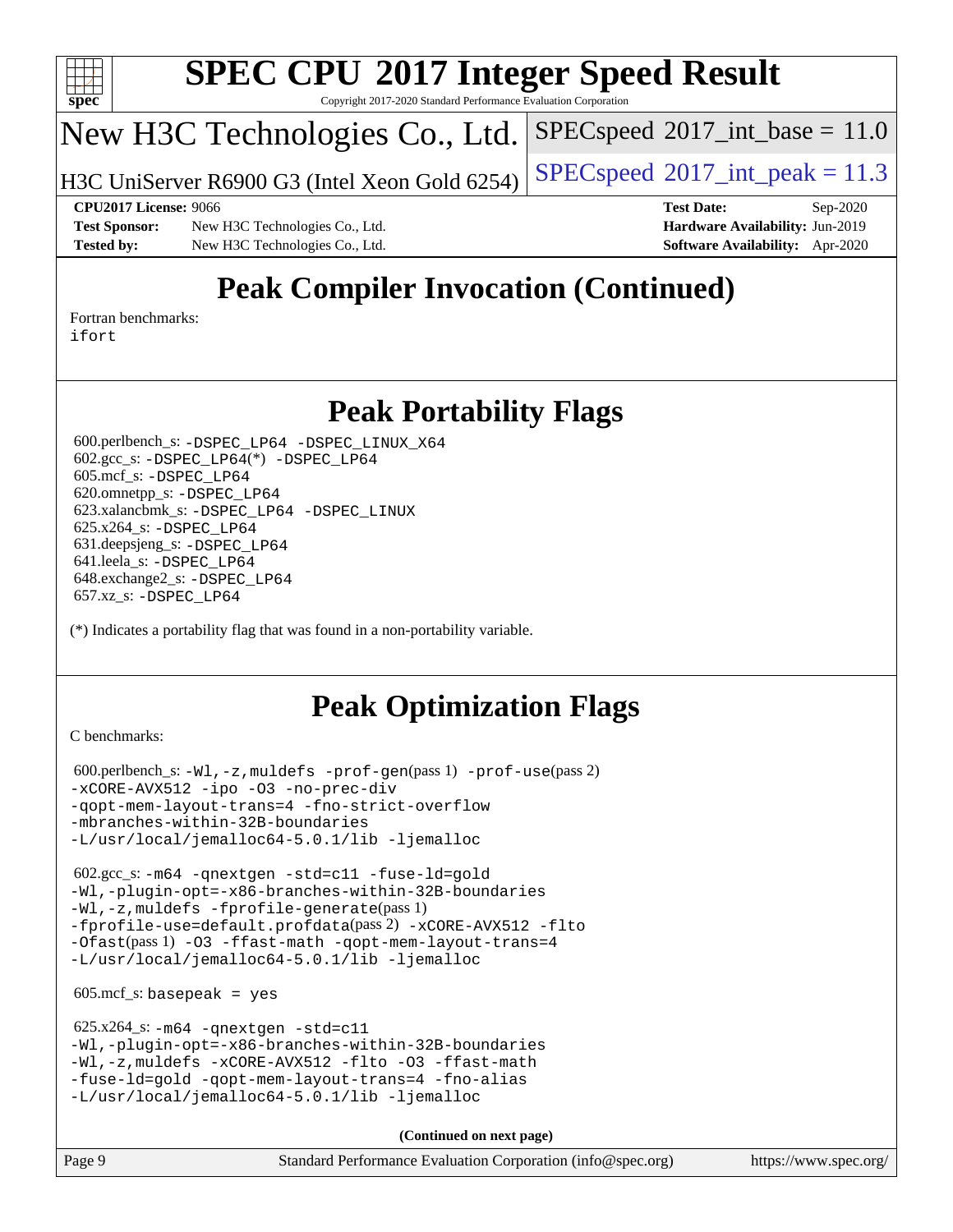# SPEC CPU 2017 Integer Speed Result

Copyright 2017-2020 Standard Performance Evaluation Corporation

## New H3C Technologies Co., Ltd.

H3C UniServer R6900 G3 (Intel Xeon Gold 6254)

SPECspeed 2017_int_base = 11.0

SPECspeed 2017_int_peak = 11.3

**CPU2017 License:** 9066
**Test Sponsor:** New H3C Technologies Co., Ltd.
**Tested by:** New H3C Technologies Co., Ltd.
**Test Date:** Sep-2020
**Hardware Availability:** Jun-2019
**Software Availability:** Apr-2020

## Peak Compiler Invocation (Continued)

Fortran benchmarks:
ifort

## Peak Portability Flags

600.perlbench_s: -DSPEC_LP64 -DSPEC_LINUX_X64
602.gcc_s: -DSPEC_LP64(*) -DSPEC_LP64
605.mcf_s: -DSPEC_LP64
620.omnetpp_s: -DSPEC_LP64
623.xalancbmk_s: -DSPEC_LP64 -DSPEC_LINUX
625.x264_s: -DSPEC_LP64
631.deepsjeng_s: -DSPEC_LP64
641.leela_s: -DSPEC_LP64
648.exchange2_s: -DSPEC_LP64
657.xz_s: -DSPEC_LP64

(*) Indicates a portability flag that was found in a non-portability variable.

## Peak Optimization Flags

C benchmarks:

600.perlbench_s: -Wl,-z,muldefs -prof-gen(pass 1) -prof-use(pass 2) -xCORE-AVX512 -ipo -O3 -no-prec-div -qopt-mem-layout-trans=4 -fno-strict-overflow -mbranches-within-32B-boundaries -L/usr/local/jemalloc64-5.0.1/lib -ljemalloc

602.gcc_s: -m64 -qnextgen -std=c11 -fuse-ld=gold -Wl,-plugin-opt=-x86-branches-within-32B-boundaries -Wl,-z,muldefs -fprofile-generate(pass 1) -fprofile-use=default.profdata(pass 2) -xCORE-AVX512 -flto -Ofast(pass 1) -O3 -ffast-math -qopt-mem-layout-trans=4 -L/usr/local/jemalloc64-5.0.1/lib -ljemalloc

605.mcf_s: basepeak = yes

625.x264_s: -m64 -qnextgen -std=c11 -Wl,-plugin-opt=-x86-branches-within-32B-boundaries -Wl,-z,muldefs -xCORE-AVX512 -flto -O3 -ffast-math -fuse-ld=gold -qopt-mem-layout-trans=4 -fno-alias -L/usr/local/jemalloc64-5.0.1/lib -ljemalloc

**(Continued on next page)**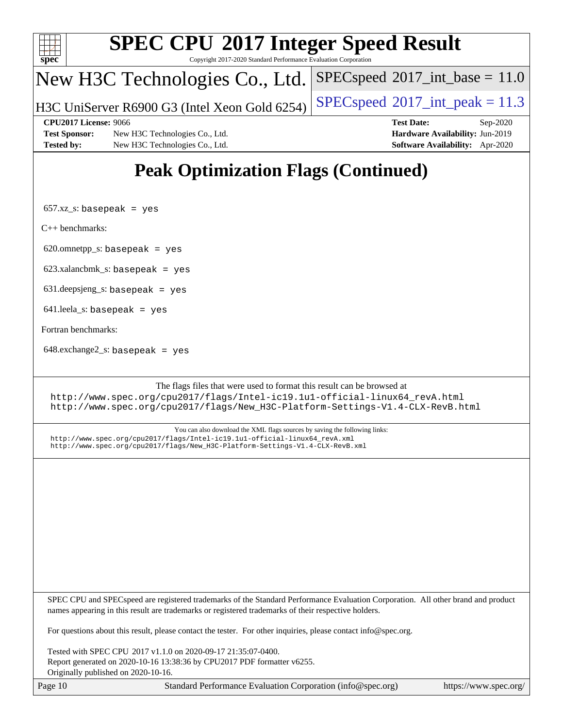# SPEC CPU 2017 Integer Speed Result

Copyright 2017-2020 Standard Performance Evaluation Corporation

**New H3C Technologies Co., Ltd.**

H3C UniServer R6900 G3 (Intel Xeon Gold 6254)

SPECspeed 2017_int_base = 11.0

SPECspeed 2017_int_peak = 11.3

**CPU2017 License:** 9066
**Test Sponsor:** New H3C Technologies Co., Ltd.
**Tested by:** New H3C Technologies Co., Ltd.

**Test Date:** Sep-2020
**Hardware Availability:** Jun-2019
**Software Availability:** Apr-2020

## Peak Optimization Flags (Continued)

657.xz_s: `basepeak = yes`

C++ benchmarks:

620.omnetpp_s: `basepeak = yes`

623.xalancbmk_s: `basepeak = yes`

631.deepsjeng_s: `basepeak = yes`

641.leela_s: `basepeak = yes`

Fortran benchmarks:

648.exchange2_s: `basepeak = yes`

The flags files that were used to format this result can be browsed at
http://www.spec.org/cpu2017/flags/Intel-ic19.1u1-official-linux64_revA.html
http://www.spec.org/cpu2017/flags/New_H3C-Platform-Settings-V1.4-CLX-RevB.html

You can also download the XML flags sources by saving the following links:
http://www.spec.org/cpu2017/flags/Intel-ic19.1u1-official-linux64_revA.xml
http://www.spec.org/cpu2017/flags/New_H3C-Platform-Settings-V1.4-CLX-RevB.xml

SPEC CPU and SPECspeed are registered trademarks of the Standard Performance Evaluation Corporation. All other brand and product names appearing in this result are trademarks or registered trademarks of their respective holders.

For questions about this result, please contact the tester. For other inquiries, please contact info@spec.org.

Tested with SPEC CPU 2017 v1.1.0 on 2020-09-17 21:35:07-0400.
Report generated on 2020-10-16 13:38:36 by CPU2017 PDF formatter v6255.
Originally published on 2020-10-16.